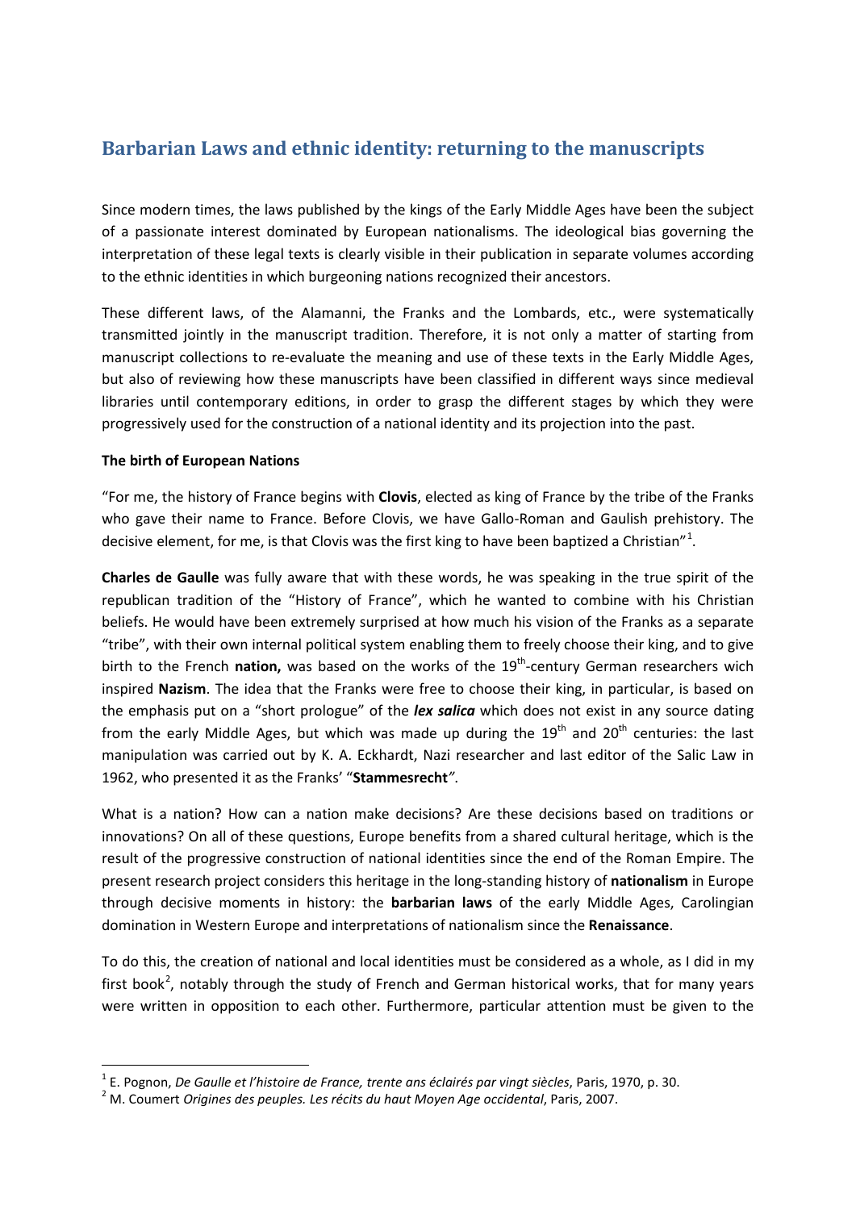# Barbarian Laws and ethnic identity: returning to the manuscripts

Since modern times, the laws published by the kings of the Early Middle Ages have been the subject of a passionate interest dominated by European nationalisms. The ideological bias governing the interpretation of these legal texts is clearly visible in their publication in separate volumes according to the ethnic identities in which burgeoning nations recognized their ancestors.

These different laws, of the Alamanni, the Franks and the Lombards, etc., were systematically transmitted jointly in the manuscript tradition. Therefore, it is not only a matter of starting from manuscript collections to re-evaluate the meaning and use of these texts in the Early Middle Ages, but also of reviewing how these manuscripts have been classified in different ways since medieval libraries until contemporary editions, in order to grasp the different stages by which they were progressively used for the construction of a national identity and its projection into the past.

**The birth of European Nations**

"For me, the history of France begins with **Clovis**, elected as king of France by the tribe of the Franks who gave their name to France. Before Clovis, we have Gallo-Roman and Gaulish prehistory. The decisive element, for me, is that Clovis was the first king to have been baptized a Christian"[1].

**Charles de Gaulle** was fully aware that with these words, he was speaking in the true spirit of the republican tradition of the "History of France", which he wanted to combine with his Christian beliefs. He would have been extremely surprised at how much his vision of the Franks as a separate "tribe", with their own internal political system enabling them to freely choose their king, and to give birth to the French **nation,** was based on the works of the 19th-century German researchers wich inspired **Nazism**. The idea that the Franks were free to choose their king, in particular, is based on the emphasis put on a "short prologue" of the ***lex salica*** which does not exist in any source dating from the early Middle Ages, but which was made up during the 19th and 20th centuries: the last manipulation was carried out by K. A. Eckhardt, Nazi researcher and last editor of the Salic Law in 1962, who presented it as the Franks' "**Stammesrecht**".

What is a nation? How can a nation make decisions? Are these decisions based on traditions or innovations? On all of these questions, Europe benefits from a shared cultural heritage, which is the result of the progressive construction of national identities since the end of the Roman Empire. The present research project considers this heritage in the long-standing history of **nationalism** in Europe through decisive moments in history: the **barbarian laws** of the early Middle Ages, Carolingian domination in Western Europe and interpretations of nationalism since the **Renaissance**.

To do this, the creation of national and local identities must be considered as a whole, as I did in my first book[2], notably through the study of French and German historical works, that for many years were written in opposition to each other. Furthermore, particular attention must be given to the

---

[1] E. Pognon, *De Gaulle et l'histoire de France, trente ans éclairés par vingt siècles*, Paris, 1970, p. 30.

[2] M. Coumert *Origines des peuples. Les récits du haut Moyen Age occidental*, Paris, 2007.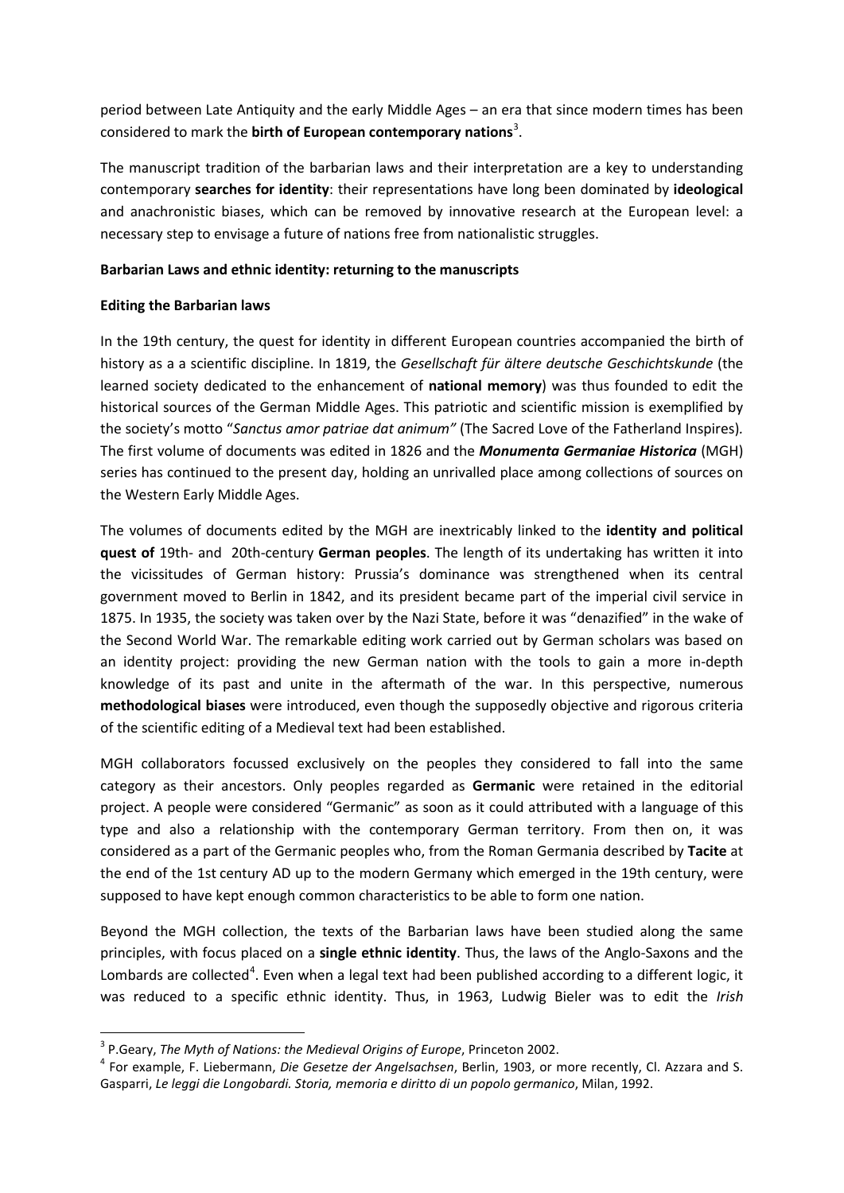period between Late Antiquity and the early Middle Ages – an era that since modern times has been considered to mark the **birth of European contemporary nations**[3].

The manuscript tradition of the barbarian laws and their interpretation are a key to understanding contemporary **searches for identity**: their representations have long been dominated by **ideological** and anachronistic biases, which can be removed by innovative research at the European level: a necessary step to envisage a future of nations free from nationalistic struggles.

**Barbarian Laws and ethnic identity: returning to the manuscripts**

**Editing the Barbarian laws**

In the 19th century, the quest for identity in different European countries accompanied the birth of history as a a scientific discipline. In 1819, the *Gesellschaft für ältere deutsche Geschichtskunde* (the learned society dedicated to the enhancement of **national memory**) was thus founded to edit the historical sources of the German Middle Ages. This patriotic and scientific mission is exemplified by the society's motto "*Sanctus amor patriae dat animum"* (The Sacred Love of the Fatherland Inspires). The first volume of documents was edited in 1826 and the ***Monumenta Germaniae Historica*** (MGH) series has continued to the present day, holding an unrivalled place among collections of sources on the Western Early Middle Ages.

The volumes of documents edited by the MGH are inextricably linked to the **identity and political quest of** 19th- and 20th-century **German peoples**. The length of its undertaking has written it into the vicissitudes of German history: Prussia's dominance was strengthened when its central government moved to Berlin in 1842, and its president became part of the imperial civil service in 1875. In 1935, the society was taken over by the Nazi State, before it was "denazified" in the wake of the Second World War. The remarkable editing work carried out by German scholars was based on an identity project: providing the new German nation with the tools to gain a more in-depth knowledge of its past and unite in the aftermath of the war. In this perspective, numerous **methodological biases** were introduced, even though the supposedly objective and rigorous criteria of the scientific editing of a Medieval text had been established.

MGH collaborators focussed exclusively on the peoples they considered to fall into the same category as their ancestors. Only peoples regarded as **Germanic** were retained in the editorial project. A people were considered "Germanic" as soon as it could attributed with a language of this type and also a relationship with the contemporary German territory. From then on, it was considered as a part of the Germanic peoples who, from the Roman Germania described by **Tacite** at the end of the 1st century AD up to the modern Germany which emerged in the 19th century, were supposed to have kept enough common characteristics to be able to form one nation.

Beyond the MGH collection, the texts of the Barbarian laws have been studied along the same principles, with focus placed on a **single ethnic identity**. Thus, the laws of the Anglo-Saxons and the Lombards are collected[4]. Even when a legal text had been published according to a different logic, it was reduced to a specific ethnic identity. Thus, in 1963, Ludwig Bieler was to edit the *Irish*

---

[3] P.Geary, *The Myth of Nations: the Medieval Origins of Europe*, Princeton 2002.

[4] For example, F. Liebermann, *Die Gesetze der Angelsachsen*, Berlin, 1903, or more recently, Cl. Azzara and S. Gasparri, *Le leggi die Longobardi. Storia, memoria e diritto di un popolo germanico*, Milan, 1992.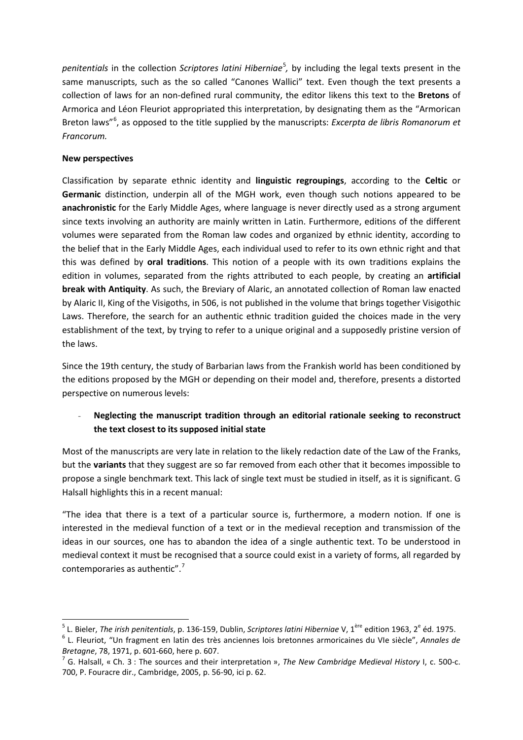*penitentials* in the collection *Scriptores latini Hiberniae*[5], by including the legal texts present in the same manuscripts, such as the so called "Canones Wallici" text. Even though the text presents a collection of laws for an non-defined rural community, the editor likens this text to the **Bretons** of Armorica and Léon Fleuriot appropriated this interpretation, by designating them as the "Armorican Breton laws"[6], as opposed to the title supplied by the manuscripts: *Excerpta de libris Romanorum et Francorum.*

**New perspectives**

Classification by separate ethnic identity and **linguistic regroupings**, according to the **Celtic** or **Germanic** distinction, underpin all of the MGH work, even though such notions appeared to be **anachronistic** for the Early Middle Ages, where language is never directly used as a strong argument since texts involving an authority are mainly written in Latin. Furthermore, editions of the different volumes were separated from the Roman law codes and organized by ethnic identity, according to the belief that in the Early Middle Ages, each individual used to refer to its own ethnic right and that this was defined by **oral traditions**. This notion of a people with its own traditions explains the edition in volumes, separated from the rights attributed to each people, by creating an **artificial break with Antiquity**. As such, the Breviary of Alaric, an annotated collection of Roman law enacted by Alaric II, King of the Visigoths, in 506, is not published in the volume that brings together Visigothic Laws. Therefore, the search for an authentic ethnic tradition guided the choices made in the very establishment of the text, by trying to refer to a unique original and a supposedly pristine version of the laws.

Since the 19th century, the study of Barbarian laws from the Frankish world has been conditioned by the editions proposed by the MGH or depending on their model and, therefore, presents a distorted perspective on numerous levels:

- **Neglecting the manuscript tradition through an editorial rationale seeking to reconstruct the text closest to its supposed initial state**

Most of the manuscripts are very late in relation to the likely redaction date of the Law of the Franks, but the **variants** that they suggest are so far removed from each other that it becomes impossible to propose a single benchmark text. This lack of single text must be studied in itself, as it is significant. G Halsall highlights this in a recent manual:

"The idea that there is a text of a particular source is, furthermore, a modern notion. If one is interested in the medieval function of a text or in the medieval reception and transmission of the ideas in our sources, one has to abandon the idea of a single authentic text. To be understood in medieval context it must be recognised that a source could exist in a variety of forms, all regarded by contemporaries as authentic".[7]

---

[5] L. Bieler, *The irish penitentials*, p. 136-159, Dublin, *Scriptores latini Hiberniae* V, 1ère edition 1963, 2e éd. 1975.

[6] L. Fleuriot, "Un fragment en latin des très anciennes lois bretonnes armoricaines du VIe siècle", *Annales de Bretagne*, 78, 1971, p. 601-660, here p. 607.

[7] G. Halsall, « Ch. 3 : The sources and their interpretation », *The New Cambridge Medieval History* I, c. 500-c. 700, P. Fouracre dir., Cambridge, 2005, p. 56-90, ici p. 62.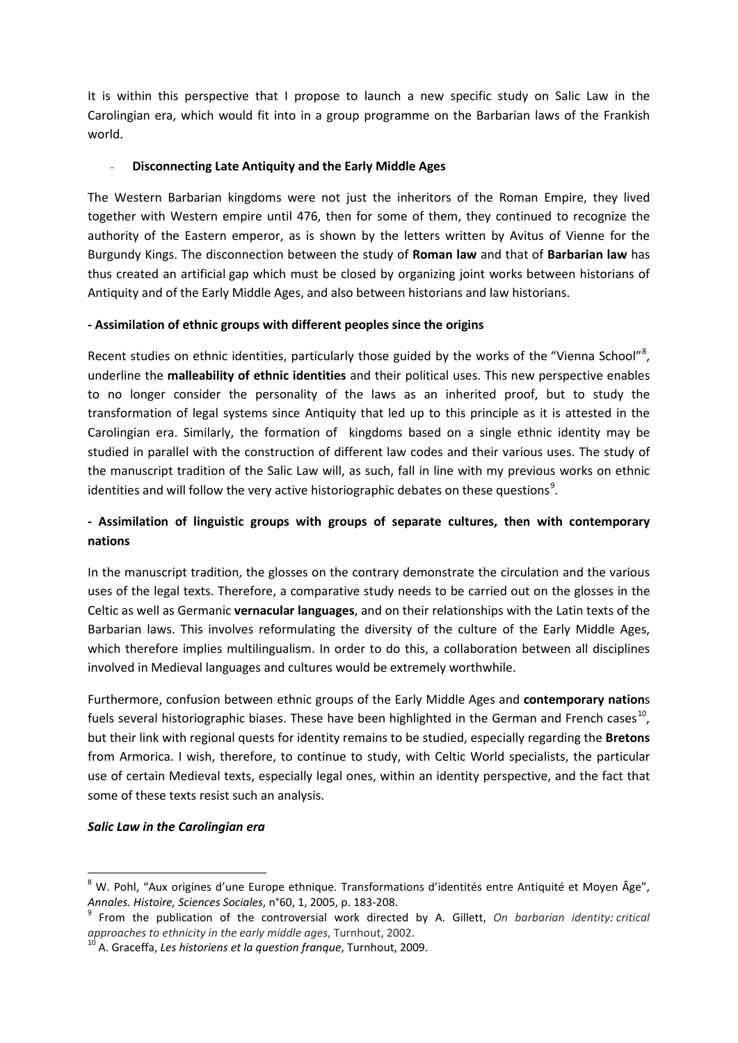It is within this perspective that I propose to launch a new specific study on Salic Law in the Carolingian era, which would fit into in a group programme on the Barbarian laws of the Frankish world.

- **Disconnecting Late Antiquity and the Early Middle Ages**

The Western Barbarian kingdoms were not just the inheritors of the Roman Empire, they lived together with Western empire until 476, then for some of them, they continued to recognize the authority of the Eastern emperor, as is shown by the letters written by Avitus of Vienne for the Burgundy Kings. The disconnection between the study of **Roman law** and that of **Barbarian law** has thus created an artificial gap which must be closed by organizing joint works between historians of Antiquity and of the Early Middle Ages, and also between historians and law historians.

**- Assimilation of ethnic groups with different peoples since the origins**

Recent studies on ethnic identities, particularly those guided by the works of the "Vienna School"[8], underline the **malleability of ethnic identities** and their political uses. This new perspective enables to no longer consider the personality of the laws as an inherited proof, but to study the transformation of legal systems since Antiquity that led up to this principle as it is attested in the Carolingian era. Similarly, the formation of kingdoms based on a single ethnic identity may be studied in parallel with the construction of different law codes and their various uses. The study of the manuscript tradition of the Salic Law will, as such, fall in line with my previous works on ethnic identities and will follow the very active historiographic debates on these questions[9].

**- Assimilation of linguistic groups with groups of separate cultures, then with contemporary nations**

In the manuscript tradition, the glosses on the contrary demonstrate the circulation and the various uses of the legal texts. Therefore, a comparative study needs to be carried out on the glosses in the Celtic as well as Germanic **vernacular languages**, and on their relationships with the Latin texts of the Barbarian laws. This involves reformulating the diversity of the culture of the Early Middle Ages, which therefore implies multilingualism. In order to do this, a collaboration between all disciplines involved in Medieval languages and cultures would be extremely worthwhile.

Furthermore, confusion between ethnic groups of the Early Middle Ages and **contemporary nation**s fuels several historiographic biases. These have been highlighted in the German and French cases[10], but their link with regional quests for identity remains to be studied, especially regarding the **Bretons** from Armorica. I wish, therefore, to continue to study, with Celtic World specialists, the particular use of certain Medieval texts, especially legal ones, within an identity perspective, and the fact that some of these texts resist such an analysis.

***Salic Law in the Carolingian era***

---

[8] W. Pohl, "Aux origines d'une Europe ethnique. Transformations d'identités entre Antiquité et Moyen Âge", *Annales. Histoire, Sciences Sociales*, n°60, 1, 2005, p. 183-208.

[9] From the publication of the controversial work directed by A. Gillett, *On barbarian identity: critical approaches to ethnicity in the early middle ages*, Turnhout, 2002.

[10] A. Graceffa, *Les historiens et la question franque*, Turnhout, 2009.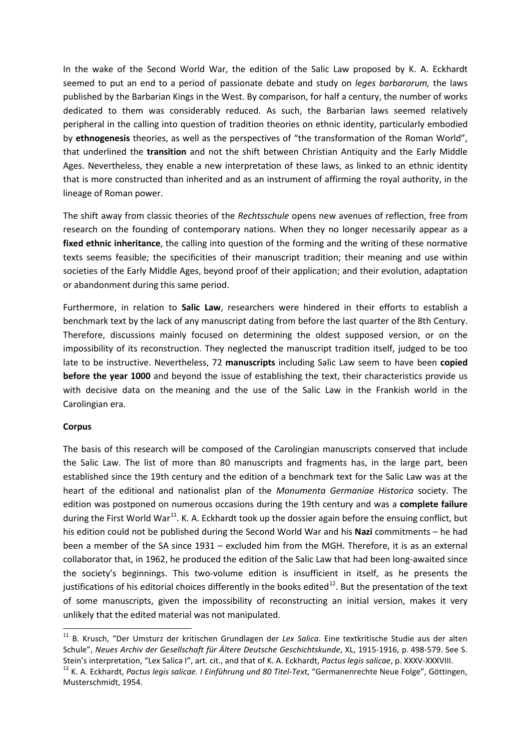In the wake of the Second World War, the edition of the Salic Law proposed by K. A. Eckhardt seemed to put an end to a period of passionate debate and study on *leges barbarorum,* the laws published by the Barbarian Kings in the West. By comparison, for half a century, the number of works dedicated to them was considerably reduced. As such, the Barbarian laws seemed relatively peripheral in the calling into question of tradition theories on ethnic identity, particularly embodied by **ethnogenesis** theories, as well as the perspectives of "the transformation of the Roman World", that underlined the **transition** and not the shift between Christian Antiquity and the Early Middle Ages. Nevertheless, they enable a new interpretation of these laws, as linked to an ethnic identity that is more constructed than inherited and as an instrument of affirming the royal authority, in the lineage of Roman power.

The shift away from classic theories of the *Rechtsschule* opens new avenues of reflection, free from research on the founding of contemporary nations. When they no longer necessarily appear as a **fixed ethnic inheritance**, the calling into question of the forming and the writing of these normative texts seems feasible; the specificities of their manuscript tradition; their meaning and use within societies of the Early Middle Ages, beyond proof of their application; and their evolution, adaptation or abandonment during this same period.

Furthermore, in relation to **Salic Law**, researchers were hindered in their efforts to establish a benchmark text by the lack of any manuscript dating from before the last quarter of the 8th Century. Therefore, discussions mainly focused on determining the oldest supposed version, or on the impossibility of its reconstruction. They neglected the manuscript tradition itself, judged to be too late to be instructive. Nevertheless, 72 **manuscripts** including Salic Law seem to have been **copied before the year 1000** and beyond the issue of establishing the text, their characteristics provide us with decisive data on the meaning and the use of the Salic Law in the Frankish world in the Carolingian era.

**Corpus**

The basis of this research will be composed of the Carolingian manuscripts conserved that include the Salic Law. The list of more than 80 manuscripts and fragments has, in the large part, been established since the 19th century and the edition of a benchmark text for the Salic Law was at the heart of the editional and nationalist plan of the *Monumenta Germaniae Historica* society. The edition was postponed on numerous occasions during the 19th century and was a **complete failure** during the First World War[11]. K. A. Eckhardt took up the dossier again before the ensuing conflict, but his edition could not be published during the Second World War and his **Nazi** commitments – he had been a member of the SA since 1931 – excluded him from the MGH. Therefore, it is as an external collaborator that, in 1962, he produced the edition of the Salic Law that had been long-awaited since the society's beginnings. This two-volume edition is insufficient in itself, as he presents the justifications of his editorial choices differently in the books edited[12]. But the presentation of the text of some manuscripts, given the impossibility of reconstructing an initial version, makes it very unlikely that the edited material was not manipulated.

---

[11] B. Krusch, "Der Umsturz der kritischen Grundlagen der *Lex Salica*. Eine textkritische Studie aus der alten Schule", *Neues Archiv der Gesellschaft für Älteres Deutsche Geschichtskunde*, XL, 1915-1916, p. 498-579. See S. Stein's interpretation, "Lex Salica I", art. cit., and that of K. A. Eckhardt, *Pactus legis salicae*, p. XXXV-XXXVIII.

[12] K. A. Eckhardt, *Pactus legis salicae. I Einführung und 80 Titel-Text*, "Germanenrechte Neue Folge", Göttingen, Musterschmidt, 1954.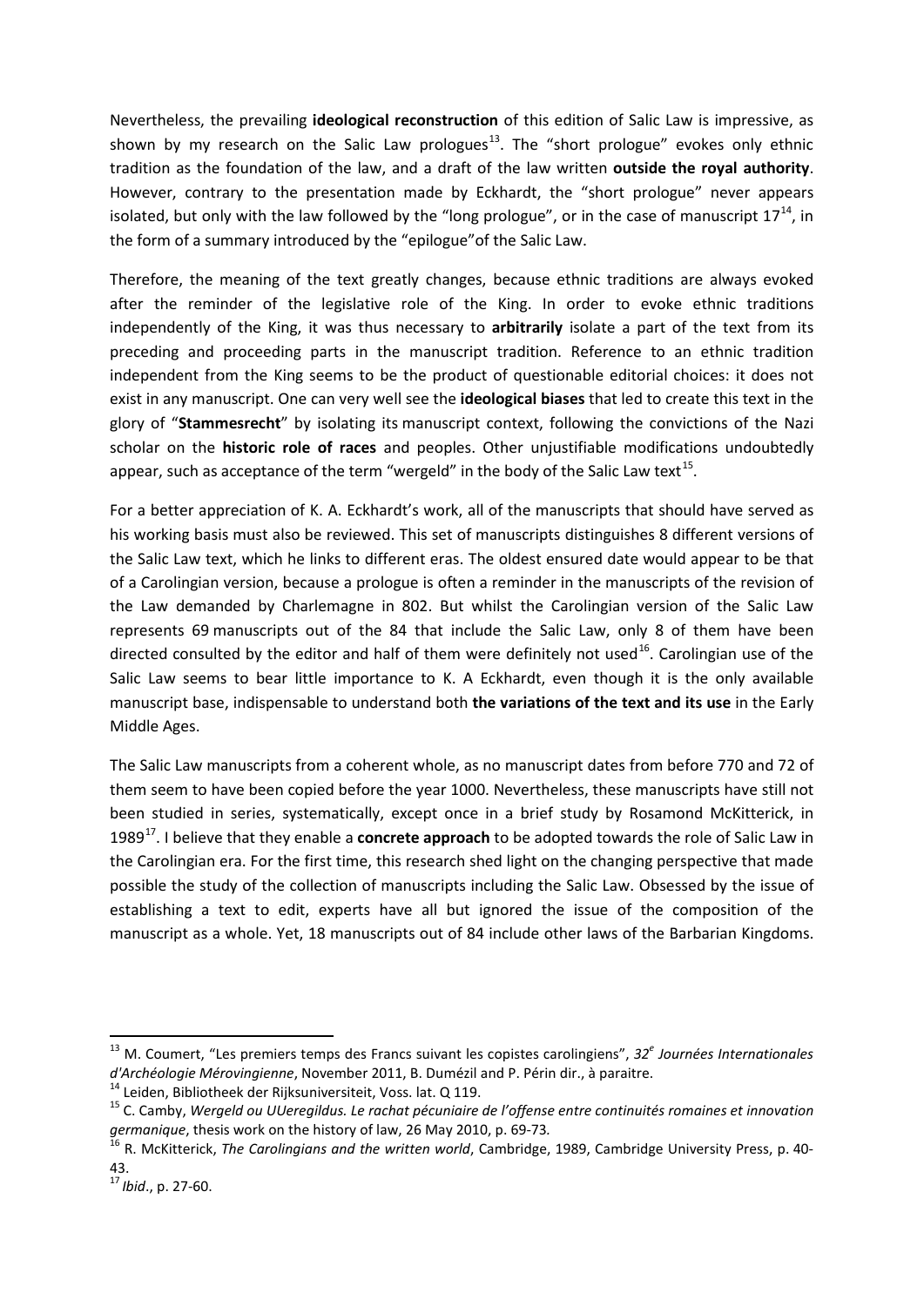Nevertheless, the prevailing **ideological reconstruction** of this edition of Salic Law is impressive, as shown by my research on the Salic Law prologues[13]. The "short prologue" evokes only ethnic tradition as the foundation of the law, and a draft of the law written **outside the royal authority**. However, contrary to the presentation made by Eckhardt, the "short prologue" never appears isolated, but only with the law followed by the "long prologue", or in the case of manuscript 17[14], in the form of a summary introduced by the "epilogue"of the Salic Law.

Therefore, the meaning of the text greatly changes, because ethnic traditions are always evoked after the reminder of the legislative role of the King. In order to evoke ethnic traditions independently of the King, it was thus necessary to **arbitrarily** isolate a part of the text from its preceding and proceeding parts in the manuscript tradition. Reference to an ethnic tradition independent from the King seems to be the product of questionable editorial choices: it does not exist in any manuscript. One can very well see the **ideological biases** that led to create this text in the glory of "**Stammesrecht**" by isolating its manuscript context, following the convictions of the Nazi scholar on the **historic role of races** and peoples. Other unjustifiable modifications undoubtedly appear, such as acceptance of the term "wergeld" in the body of the Salic Law text[15].

For a better appreciation of K. A. Eckhardt's work, all of the manuscripts that should have served as his working basis must also be reviewed. This set of manuscripts distinguishes 8 different versions of the Salic Law text, which he links to different eras. The oldest ensured date would appear to be that of a Carolingian version, because a prologue is often a reminder in the manuscripts of the revision of the Law demanded by Charlemagne in 802. But whilst the Carolingian version of the Salic Law represents 69 manuscripts out of the 84 that include the Salic Law, only 8 of them have been directed consulted by the editor and half of them were definitely not used[16]. Carolingian use of the Salic Law seems to bear little importance to K. A Eckhardt, even though it is the only available manuscript base, indispensable to understand both **the variations of the text and its use** in the Early Middle Ages.

The Salic Law manuscripts from a coherent whole, as no manuscript dates from before 770 and 72 of them seem to have been copied before the year 1000. Nevertheless, these manuscripts have still not been studied in series, systematically, except once in a brief study by Rosamond McKitterick, in 1989[17]. I believe that they enable a **concrete approach** to be adopted towards the role of Salic Law in the Carolingian era. For the first time, this research shed light on the changing perspective that made possible the study of the collection of manuscripts including the Salic Law. Obsessed by the issue of establishing a text to edit, experts have all but ignored the issue of the composition of the manuscript as a whole. Yet, 18 manuscripts out of 84 include other laws of the Barbarian Kingdoms.

---

[13] M. Coumert, "Les premiers temps des Francs suivant les copistes carolingiens", *32e Journées Internationales d'Archéologie Mérovingienne*, November 2011, B. Dumézil and P. Périn dir., à paraitre.

[14] Leiden, Bibliotheek der Rijksuniversiteit, Voss. lat. Q 119.

[15] C. Camby, *Wergeld ou UUeregildus. Le rachat pécuniaire de l'offense entre continuités romaines et innovation germanique*, thesis work on the history of law, 26 May 2010, p. 69-73.

[16] R. McKitterick, *The Carolingians and the written world*, Cambridge, 1989, Cambridge University Press, p. 40-43.

[17] *Ibid*., p. 27-60.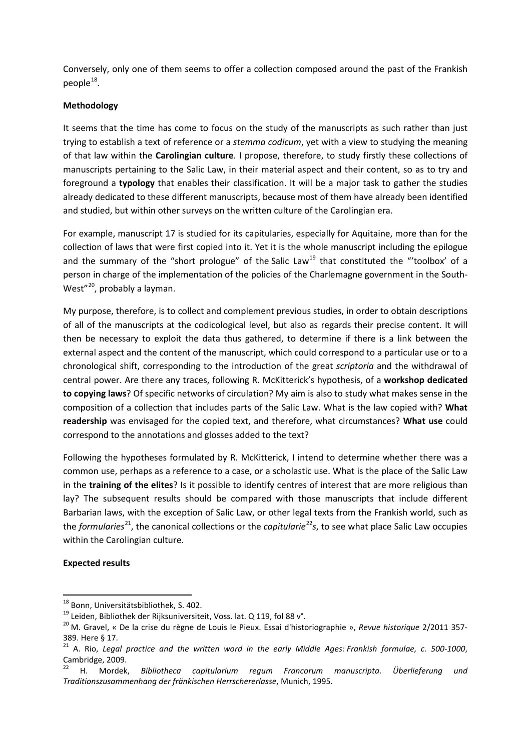Conversely, only one of them seems to offer a collection composed around the past of the Frankish people[18].

**Methodology**

It seems that the time has come to focus on the study of the manuscripts as such rather than just trying to establish a text of reference or a *stemma codicum*, yet with a view to studying the meaning of that law within the **Carolingian culture**. I propose, therefore, to study firstly these collections of manuscripts pertaining to the Salic Law, in their material aspect and their content, so as to try and foreground a **typology** that enables their classification. It will be a major task to gather the studies already dedicated to these different manuscripts, because most of them have already been identified and studied, but within other surveys on the written culture of the Carolingian era.

For example, manuscript 17 is studied for its capitularies, especially for Aquitaine, more than for the collection of laws that were first copied into it. Yet it is the whole manuscript including the epilogue and the summary of the "short prologue" of the Salic Law[19] that constituted the "'toolbox' of a person in charge of the implementation of the policies of the Charlemagne government in the South-West"[20], probably a layman.

My purpose, therefore, is to collect and complement previous studies, in order to obtain descriptions of all of the manuscripts at the codicological level, but also as regards their precise content. It will then be necessary to exploit the data thus gathered, to determine if there is a link between the external aspect and the content of the manuscript, which could correspond to a particular use or to a chronological shift, corresponding to the introduction of the great *scriptoria* and the withdrawal of central power. Are there any traces, following R. McKitterick's hypothesis, of a **workshop dedicated to copying laws**? Of specific networks of circulation? My aim is also to study what makes sense in the composition of a collection that includes parts of the Salic Law. What is the law copied with? **What readership** was envisaged for the copied text, and therefore, what circumstances? **What use** could correspond to the annotations and glosses added to the text?

Following the hypotheses formulated by R. McKitterick, I intend to determine whether there was a common use, perhaps as a reference to a case, or a scholastic use. What is the place of the Salic Law in the **training of the elites**? Is it possible to identify centres of interest that are more religious than lay? The subsequent results should be compared with those manuscripts that include different Barbarian laws, with the exception of Salic Law, or other legal texts from the Frankish world, such as the *formularies*[21], the canonical collections or the *capitularie*[22]*s*, to see what place Salic Law occupies within the Carolingian culture.

**Expected results**

---

[18] Bonn, Universitätsbibliothek, S. 402.

[19] Leiden, Bibliothek der Rijksuniversiteit, Voss. lat. Q 119, fol 88 v°.

[20] M. Gravel, « De la crise du règne de Louis le Pieux. Essai d'historiographie », *Revue historique* 2/2011 357-389. Here § 17.

[21] A. Rio, *Legal practice and the written word in the early Middle Ages: Frankish formulae, c. 500-1000*, Cambridge, 2009.

[22] H. Mordek, *Bibliotheca capitularium regum Francorum manuscripta. Überlieferung und Traditionszusammenhang der fränkischen Herrschererlasse*, Munich, 1995.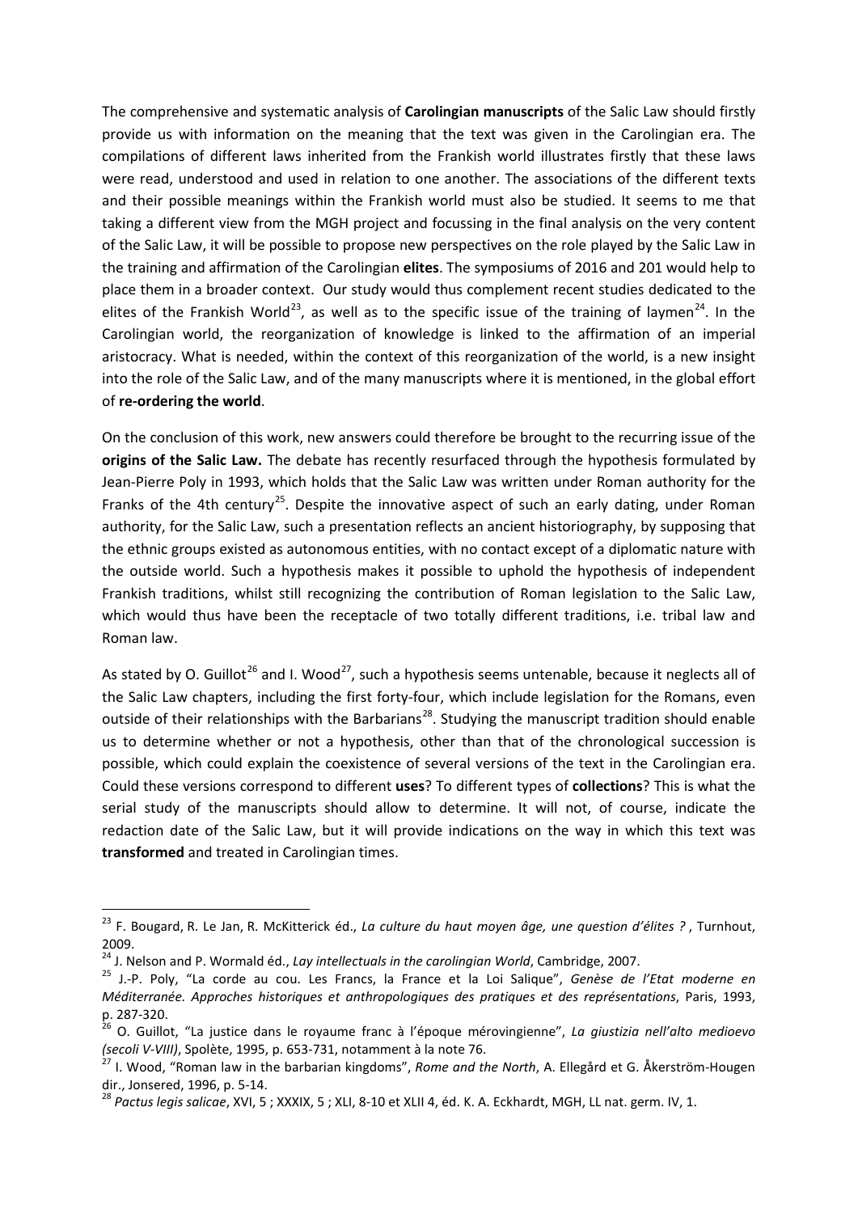The comprehensive and systematic analysis of **Carolingian manuscripts** of the Salic Law should firstly provide us with information on the meaning that the text was given in the Carolingian era. The compilations of different laws inherited from the Frankish world illustrates firstly that these laws were read, understood and used in relation to one another. The associations of the different texts and their possible meanings within the Frankish world must also be studied. It seems to me that taking a different view from the MGH project and focussing in the final analysis on the very content of the Salic Law, it will be possible to propose new perspectives on the role played by the Salic Law in the training and affirmation of the Carolingian **elites**. The symposiums of 2016 and 201 would help to place them in a broader context. Our study would thus complement recent studies dedicated to the elites of the Frankish World[23], as well as to the specific issue of the training of laymen[24]. In the Carolingian world, the reorganization of knowledge is linked to the affirmation of an imperial aristocracy. What is needed, within the context of this reorganization of the world, is a new insight into the role of the Salic Law, and of the many manuscripts where it is mentioned, in the global effort of **re-ordering the world**.

On the conclusion of this work, new answers could therefore be brought to the recurring issue of the **origins of the Salic Law.** The debate has recently resurfaced through the hypothesis formulated by Jean-Pierre Poly in 1993, which holds that the Salic Law was written under Roman authority for the Franks of the 4th century[25]. Despite the innovative aspect of such an early dating, under Roman authority, for the Salic Law, such a presentation reflects an ancient historiography, by supposing that the ethnic groups existed as autonomous entities, with no contact except of a diplomatic nature with the outside world. Such a hypothesis makes it possible to uphold the hypothesis of independent Frankish traditions, whilst still recognizing the contribution of Roman legislation to the Salic Law, which would thus have been the receptacle of two totally different traditions, i.e. tribal law and Roman law.

As stated by O. Guillot[26] and I. Wood[27], such a hypothesis seems untenable, because it neglects all of the Salic Law chapters, including the first forty-four, which include legislation for the Romans, even outside of their relationships with the Barbarians[28]. Studying the manuscript tradition should enable us to determine whether or not a hypothesis, other than that of the chronological succession is possible, which could explain the coexistence of several versions of the text in the Carolingian era. Could these versions correspond to different **uses**? To different types of **collections**? This is what the serial study of the manuscripts should allow to determine. It will not, of course, indicate the redaction date of the Salic Law, but it will provide indications on the way in which this text was **transformed** and treated in Carolingian times.

---

[23] F. Bougard, R. Le Jan, R. McKitterick éd., *La culture du haut moyen âge, une question d'élites ?* , Turnhout, 2009.

[24] J. Nelson and P. Wormald éd., *Lay intellectuals in the carolingian World*, Cambridge, 2007.

[25] J.-P. Poly, "La corde au cou. Les Francs, la France et la Loi Salique", *Genèse de l'Etat moderne en Méditerranée. Approches historiques et anthropologiques des pratiques et des représentations*, Paris, 1993, p. 287-320.

[26] O. Guillot, "La justice dans le royaume franc à l'époque mérovingienne", *La giustizia nell'alto medioevo (secoli V-VIII)*, Spolète, 1995, p. 653-731, notamment à la note 76.

[27] I. Wood, "Roman law in the barbarian kingdoms", *Rome and the North*, A. Ellegård et G. Åkerström-Hougen dir., Jonsered, 1996, p. 5-14.

[28] *Pactus legis salicae*, XVI, 5 ; XXXIX, 5 ; XLI, 8-10 et XLII 4, éd. K. A. Eckhardt, MGH, LL nat. germ. IV, 1.